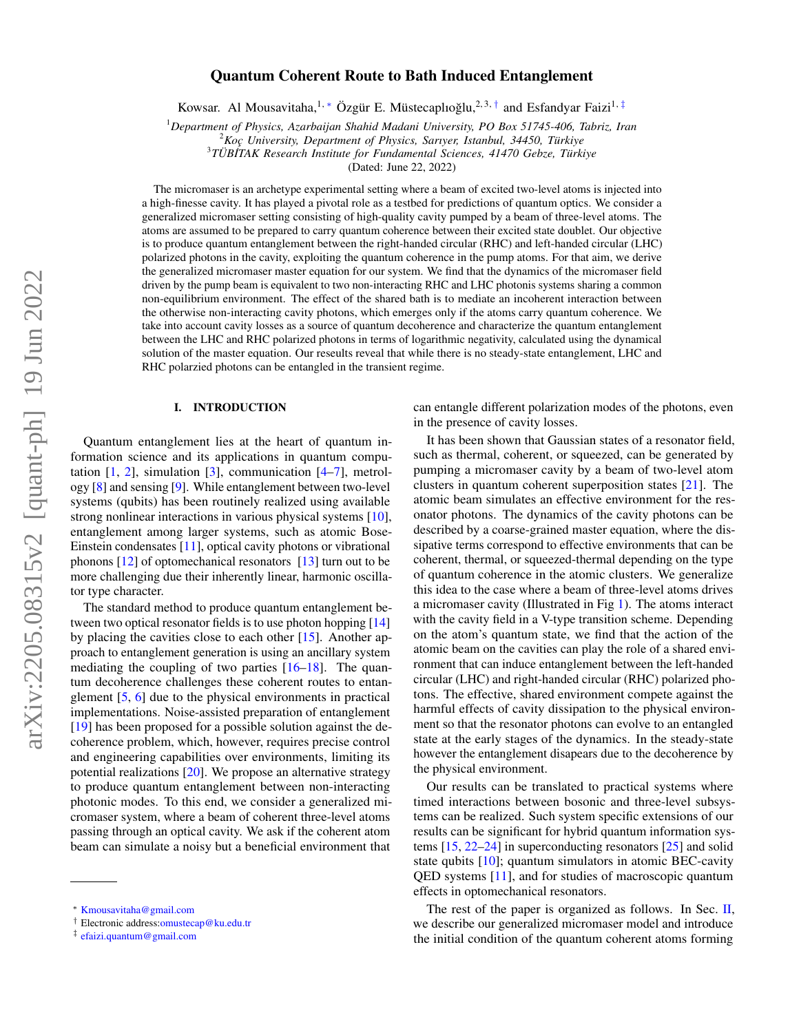# Quantum Coherent Route to Bath Induced Entanglement

Kowsar. Al Mousavitaha,[1,*] Özgür E. Müstecaplıoğlu,[2,3,†] and Esfandyar Faizi[1,‡]

[1]*Department of Physics, Azarbaijan Shahid Madani University, PO Box 51745-406, Tabriz, Iran*
[2]*Koç University, Department of Physics, Sarıyer, Istanbul, 34450, Türkiye*
[3]*TÜBİTAK Research Institute for Fundamental Sciences, 41470 Gebze, Türkiye*
(Dated: June 22, 2022)

The micromaser is an archetype experimental setting where a beam of excited two-level atoms is injected into a high-finesse cavity. It has played a pivotal role as a testbed for predictions of quantum optics. We consider a generalized micromaser setting consisting of high-quality cavity pumped by a beam of three-level atoms. The atoms are assumed to be prepared to carry quantum coherence between their excited state doublet. Our objective is to produce quantum entanglement between the right-handed circular (RHC) and left-handed circular (LHC) polarized photons in the cavity, exploiting the quantum coherence in the pump atoms. For that aim, we derive the generalized micromaser master equation for our system. We find that the dynamics of the micromaser field driven by the pump beam is equivalent to two non-interacting RHC and LHC photonis systems sharing a common non-equilibrium environment. The effect of the shared bath is to mediate an incoherent interaction between the otherwise non-interacting cavity photons, which emerges only if the atoms carry quantum coherence. We take into account cavity losses as a source of quantum decoherence and characterize the quantum entanglement between the LHC and RHC polarized photons in terms of logarithmic negativity, calculated using the dynamical solution of the master equation. Our reseults reveal that while there is no steady-state entanglement, LHC and RHC polarzied photons can be entangled in the transient regime.

## I. INTRODUCTION

Quantum entanglement lies at the heart of quantum information science and its applications in quantum computation [1, 2], simulation [3], communication [4–7], metrology [8] and sensing [9]. While entanglement between two-level systems (qubits) has been routinely realized using available strong nonlinear interactions in various physical systems [10], entanglement among larger systems, such as atomic Bose-Einstein condensates [11], optical cavity photons or vibrational phonons [12] of optomechanical resonators [13] turn out to be more challenging due their inherently linear, harmonic oscillator type character.

The standard method to produce quantum entanglement between two optical resonator fields is to use photon hopping [14] by placing the cavities close to each other [15]. Another approach to entanglement generation is using an ancillary system mediating the coupling of two parties [16–18]. The quantum decoherence challenges these coherent routes to entanglement [5, 6] due to the physical environments in practical implementations. Noise-assisted preparation of entanglement [19] has been proposed for a possible solution against the decoherence problem, which, however, requires precise control and engineering capabilities over environments, limiting its potential realizations [20]. We propose an alternative strategy to produce quantum entanglement between non-interacting photonic modes. To this end, we consider a generalized micromaser system, where a beam of coherent three-level atoms passing through an optical cavity. We ask if the coherent atom beam can simulate a noisy but a beneficial environment that can entangle different polarization modes of the photons, even in the presence of cavity losses.

It has been shown that Gaussian states of a resonator field, such as thermal, coherent, or squeezed, can be generated by pumping a micromaser cavity by a beam of two-level atom clusters in quantum coherent superposition states [21]. The atomic beam simulates an effective environment for the resonator photons. The dynamics of the cavity photons can be described by a coarse-grained master equation, where the dissipative terms correspond to effective environments that can be coherent, thermal, or squeezed-thermal depending on the type of quantum coherence in the atomic clusters. We generalize this idea to the case where a beam of three-level atoms drives a micromaser cavity (Illustrated in Fig 1). The atoms interact with the cavity field in a V-type transition scheme. Depending on the atom's quantum state, we find that the action of the atomic beam on the cavities can play the role of a shared environment that can induce entanglement between the left-handed circular (LHC) and right-handed circular (RHC) polarized photons. The effective, shared environment compete against the harmful effects of cavity dissipation to the physical environment so that the resonator photons can evolve to an entangled state at the early stages of the dynamics. In the steady-state however the entanglement disapears due to the decoherence by the physical environment.

Our results can be translated to practical systems where timed interactions between bosonic and three-level subsystems can be realized. Such system specific extensions of our results can be significant for hybrid quantum information systems [15, 22–24] in superconducting resonators [25] and solid state qubits [10]; quantum simulators in atomic BEC-cavity QED systems [11], and for studies of macroscopic quantum effects in optomechanical resonators.

The rest of the paper is organized as follows. In Sec. II, we describe our generalized micromaser model and introduce the initial condition of the quantum coherent atoms forming

---

* Kmousavitaha@gmail.com
† Electronic address: omustecap@ku.edu.tr
‡ efaizi.quantum@gmail.com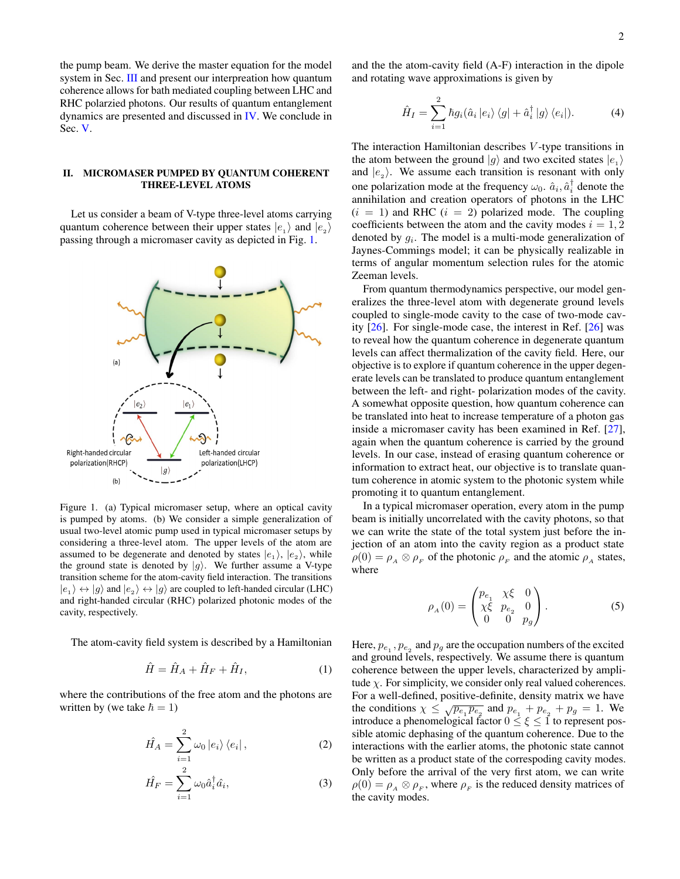the pump beam. We derive the master equation for the model system in Sec. III and present our interpreation how quantum coherence allows for bath mediated coupling between LHC and RHC polarzied photons. Our results of quantum entanglement dynamics are presented and discussed in IV. We conclude in Sec. V.

## II. MICROMASER PUMPED BY QUANTUM COHERENT THREE-LEVEL ATOMS

Let us consider a beam of V-type three-level atoms carrying quantum coherence between their upper states $|e_1\rangle$ and $|e_2\rangle$ passing through a micromaser cavity as depicted in Fig. 1.

(a)

Right-handed circular polarization(RHCP)

Left-handed circular polarization(LHCP)

(b)

Figure 1. (a) Typical micromaser setup, where an optical cavity is pumped by atoms. (b) We consider a simple generalization of usual two-level atomic pump used in typical micromaser setups by considering a three-level atom. The upper levels of the atom are assumed to be degenerate and denoted by states $|e_1\rangle$, $|e_2\rangle$, while the ground state is denoted by $|g\rangle$. We further assume a V-type transition scheme for the atom-cavity field interaction. The transitions $|e_1\rangle \leftrightarrow |g\rangle$ and $|e_2\rangle \leftrightarrow |g\rangle$ are coupled to left-handed circular (LHC) and right-handed circular (RHC) polarized photonic modes of the cavity, respectively.

The atom-cavity field system is described by a Hamiltonian

$$\hat{H} = \hat{H}_A + \hat{H}_F + \hat{H}_I, \tag{1}$$

where the contributions of the free atom and the photons are written by (we take $\hbar = 1$)

$$\hat{H}_A = \sum_{i=1}^{2} \omega_0 |e_i\rangle \langle e_i|, \tag{2}$$

$$\hat{H}_F = \sum_{i=1}^{2} \omega_0 \hat{a}_i^\dagger \hat{a}_i, \tag{3}$$

and the the atom-cavity field (A-F) interaction in the dipole and rotating wave approximations is given by

$$\hat{H}_I = \sum_{i=1}^{2} \hbar g_i (\hat{a}_i |e_i\rangle \langle g| + \hat{a}_i^\dagger |g\rangle \langle e_i|). \tag{4}$$

The interaction Hamiltonian describes $V$-type transitions in the atom between the ground $|g\rangle$ and two excited states $|e_1\rangle$ and $|e_2\rangle$. We assume each transition is resonant with only one polarization mode at the frequency $\omega_0$. $\hat{a}_i, \hat{a}_i^\dagger$ denote the annihilation and creation operators of photons in the LHC ($i = 1$) and RHC ($i = 2$) polarized mode. The coupling coefficients between the atom and the cavity modes $i = 1, 2$ denoted by $g_i$. The model is a multi-mode generalization of Jaynes-Commings model; it can be physically realizable in terms of angular momentum selection rules for the atomic Zeeman levels.

From quantum thermodynamics perspective, our model generalizes the three-level atom with degenerate ground levels coupled to single-mode cavity to the case of two-mode cavity [26]. For single-mode case, the interest in Ref. [26] was to reveal how the quantum coherence in degenerate quantum levels can affect thermalization of the cavity field. Here, our objective is to explore if quantum coherence in the upper degenerate levels can be translated to produce quantum entanglement between the left- and right- polarization modes of the cavity. A somewhat opposite question, how quantum coherence can be translated into heat to increase temperature of a photon gas inside a micromaser cavity has been examined in Ref. [27], again when the quantum coherence is carried by the ground levels. In our case, instead of erasing quantum coherence or information to extract heat, our objective is to translate quantum coherence in atomic system to the photonic system while promoting it to quantum entanglement.

In a typical micromaser operation, every atom in the pump beam is initially uncorrelated with the cavity photons, so that we can write the state of the total system just before the injection of an atom into the cavity region as a product state $\rho(0) = \rho_A \otimes \rho_F$ of the photonic $\rho_F$ and the atomic $\rho_A$ states, where

$$\rho_A(0) = \begin{pmatrix} p_{e_1} & \chi\xi & 0 \\ \chi\xi & p_{e_2} & 0 \\ 0 & 0 & p_g \end{pmatrix}. \tag{5}$$

Here, $p_{e_1}, p_{e_2}$ and $p_g$ are the occupation numbers of the excited and ground levels, respectively. We assume there is quantum coherence between the upper levels, characterized by amplitude $\chi$. For simplicity, we consider only real valued coherences. For a well-defined, positive-definite, density matrix we have the conditions $\chi \leq \sqrt{p_{e_1} p_{e_2}}$ and $p_{e_1} + p_{e_2} + p_g = 1$. We introduce a phenomelogical factor $0 \leq \xi \leq 1$ to represent possible atomic dephasing of the quantum coherence. Due to the interactions with the earlier atoms, the photonic state cannot be written as a product state of the correspoding cavity modes. Only before the arrival of the very first atom, we can write $\rho(0) = \rho_A \otimes \rho_F$, where $\rho_F$ is the reduced density matrices of the cavity modes.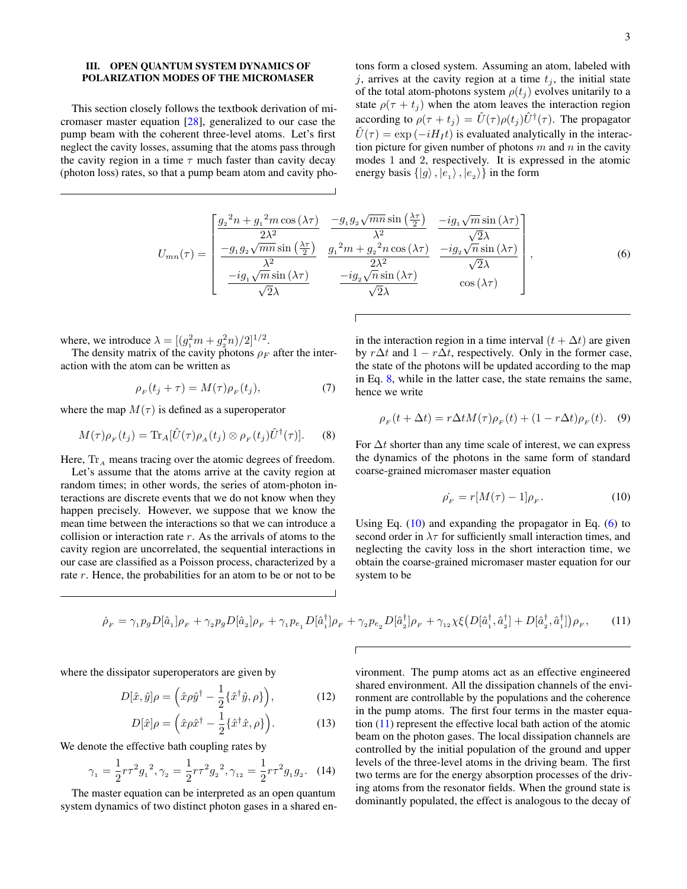## III. OPEN QUANTUM SYSTEM DYNAMICS OF POLARIZATION MODES OF THE MICROMASER

This section closely follows the textbook derivation of micromaser master equation [28], generalized to our case the pump beam with the coherent three-level atoms. Let's first neglect the cavity losses, assuming that the atoms pass through the cavity region in a time $\tau$ much faster than cavity decay (photon loss) rates, so that a pump beam atom and cavity photons form a closed system. Assuming an atom, labeled with $j$, arrives at the cavity region at a time $t_j$, the initial state of the total atom-photons system $\rho(t_j)$ evolves unitarily to a state $\rho(\tau + t_j)$ when the atom leaves the interaction region according to $\rho(\tau + t_j) = \hat{U}(\tau)\rho(t_j)\hat{U}^\dagger(\tau)$. The propagator $\hat{U}(\tau) = \exp(-iH_I t)$ is evaluated analytically in the interaction picture for given number of photons $m$ and $n$ in the cavity modes 1 and 2, respectively. It is expressed in the atomic energy basis $\{|g\rangle, |e_1\rangle, |e_2\rangle\}$ in the form

$$U_{mn}(\tau) = \begin{bmatrix} \dfrac{{g_2}^2 n + {g_1}^2 m\cos(\lambda\tau)}{2\lambda^2} & \dfrac{-g_1 g_2\sqrt{mn}\sin\left(\frac{\lambda\tau}{2}\right)}{\lambda^2} & \dfrac{-ig_1\sqrt{m}\sin(\lambda\tau)}{\sqrt{2}\lambda} \\ \dfrac{-g_1 g_2\sqrt{mn}\sin\left(\frac{\lambda\tau}{2}\right)}{\lambda^2} & \dfrac{{g_1}^2 m + {g_2}^2 n\cos(\lambda\tau)}{2\lambda^2} & \dfrac{-ig_2\sqrt{n}\sin(\lambda\tau)}{\sqrt{2}\lambda} \\ \dfrac{-ig_1\sqrt{m}\sin(\lambda\tau)}{\sqrt{2}\lambda} & \dfrac{-ig_2\sqrt{n}\sin(\lambda\tau)}{\sqrt{2}\lambda} & \cos(\lambda\tau) \end{bmatrix}, \tag{6}$$

where, we introduce $\lambda = [(g_1^2 m + g_2^2 n)/2]^{1/2}$.

The density matrix of the cavity photons $\rho_F$ after the interaction with the atom can be written as

$$\rho_F(t_j + \tau) = M(\tau)\rho_F(t_j), \tag{7}$$

where the map $M(\tau)$ is defined as a superoperator

$$M(\tau)\rho_F(t_j) = \mathrm{Tr}_A[\hat{U}(\tau)\rho_A(t_j) \otimes \rho_F(t_j)\hat{U}^\dagger(\tau)]. \tag{8}$$

Here, $\mathrm{Tr}_A$ means tracing over the atomic degrees of freedom.

Let's assume that the atoms arrive at the cavity region at random times; in other words, the series of atom-photon interactions are discrete events that we do not know when they happen precisely. However, we suppose that we know the mean time between the interactions so that we can introduce a collision or interaction rate $r$. As the arrivals of atoms to the cavity region are uncorrelated, the sequential interactions in our case are classified as a Poisson process, characterized by a rate $r$. Hence, the probabilities for an atom to be or not to be in the interaction region in a time interval $(t + \Delta t)$ are given by $r\Delta t$ and $1 - r\Delta t$, respectively. Only in the former case, the state of the photons will be updated according to the map in Eq. 8, while in the latter case, the state remains the same, hence we write

$$\rho_F(t + \Delta t) = r\Delta t M(\tau)\rho_F(t) + (1 - r\Delta t)\rho_F(t). \tag{9}$$

For $\Delta t$ shorter than any time scale of interest, we can express the dynamics of the photons in the same form of standard coarse-grained micromaser master equation

$$\dot{\rho_F} = r[M(\tau) - 1]\rho_F. \tag{10}$$

Using Eq. (10) and expanding the propagator in Eq. (6) to second order in $\lambda\tau$ for sufficiently small interaction times, and neglecting the cavity loss in the short interaction time, we obtain the coarse-grained micromaser master equation for our system to be

$$\dot{\rho}_F = \gamma_1 p_g D[\hat{a}_1]\rho_F + \gamma_2 p_g D[\hat{a}_2]\rho_F + \gamma_1 p_{e_1} D[\hat{a}_1^\dagger]\rho_F + \gamma_2 p_{e_2} D[\hat{a}_2^\dagger]\rho_F + \gamma_{12}\chi\xi\big(D[\hat{a}_1^\dagger, \hat{a}_2^\dagger] + D[\hat{a}_2^\dagger, \hat{a}_1^\dagger]\big)\rho_F, \tag{11}$$

where the dissipator superoperators are given by

$$D[\hat{x}, \hat{y}]\rho = \Big(\hat{x}\rho\hat{y}^\dagger - \frac{1}{2}\{\hat{x}^\dagger\hat{y}, \rho\}\Big), \tag{12}$$

$$D[\hat{x}]\rho = \Big(\hat{x}\rho\hat{x}^\dagger - \frac{1}{2}\{\hat{x}^\dagger\hat{x}, \rho\}\Big). \tag{13}$$

We denote the effective bath coupling rates by

$$\gamma_1 = \frac{1}{2}r\tau^2{g_1}^2, \gamma_2 = \frac{1}{2}r\tau^2{g_2}^2, \gamma_{12} = \frac{1}{2}r\tau^2 g_1 g_2. \tag{14}$$

The master equation can be interpreted as an open quantum system dynamics of two distinct photon gases in a shared environment. The pump atoms act as an effective engineered shared environment. All the dissipation channels of the environment are controllable by the populations and the coherence in the pump atoms. The first four terms in the master equation (11) represent the effective local bath action of the atomic beam on the photon gases. The local dissipation channels are controlled by the initial population of the ground and upper levels of the three-level atoms in the driving beam. The first two terms are for the energy absorption processes of the driving atoms from the resonator fields. When the ground state is dominantly populated, the effect is analogous to the decay of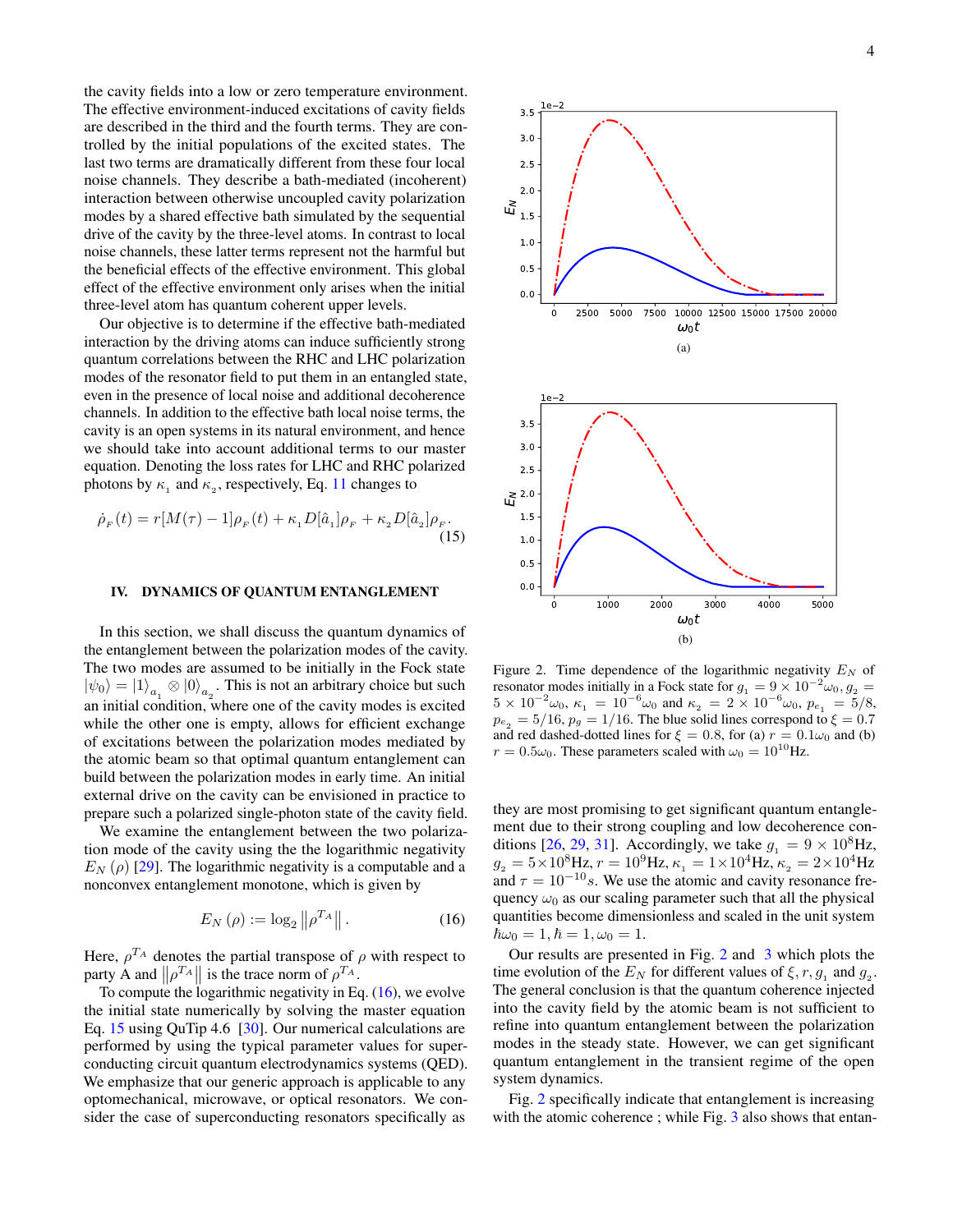the cavity fields into a low or zero temperature environment. The effective environment-induced excitations of cavity fields are described in the third and the fourth terms. They are controlled by the initial populations of the excited states. The last two terms are dramatically different from these four local noise channels. They describe a bath-mediated (incoherent) interaction between otherwise uncoupled cavity polarization modes by a shared effective bath simulated by the sequential drive of the cavity by the three-level atoms. In contrast to local noise channels, these latter terms represent not the harmful but the beneficial effects of the effective environment. This global effect of the effective environment only arises when the initial three-level atom has quantum coherent upper levels.

Our objective is to determine if the effective bath-mediated interaction by the driving atoms can induce sufficiently strong quantum correlations between the RHC and LHC polarization modes of the resonator field to put them in an entangled state, even in the presence of local noise and additional decoherence channels. In addition to the effective bath local noise terms, the cavity is an open systems in its natural environment, and hence we should take into account additional terms to our master equation. Denoting the loss rates for LHC and RHC polarized photons by $\kappa_1$ and $\kappa_2$, respectively, Eq. 11 changes to

$$\dot{\rho}_F(t) = r[M(\tau) - 1]\rho_F(t) + \kappa_1 D[\hat{a}_1]\rho_F + \kappa_2 D[\hat{a}_2]\rho_F. \tag{15}$$

## IV. DYNAMICS OF QUANTUM ENTANGLEMENT

In this section, we shall discuss the quantum dynamics of the entanglement between the polarization modes of the cavity. The two modes are assumed to be initially in the Fock state $|\psi_0\rangle = |1\rangle_{a_1} \otimes |0\rangle_{a_2}$. This is not an arbitrary choice but such an initial condition, where one of the cavity modes is excited while the other one is empty, allows for efficient exchange of excitations between the polarization modes mediated by the atomic beam so that optimal quantum entanglement can build between the polarization modes in early time. An initial external drive on the cavity can be envisioned in practice to prepare such a polarized single-photon state of the cavity field.

We examine the entanglement between the two polarization mode of the cavity using the the logarithmic negativity $E_N(\rho)$ [29]. The logarithmic negativity is a computable and a nonconvex entanglement monotone, which is given by

$$E_N(\rho) := \log_2 \left\| \rho^{T_A} \right\|. \tag{16}$$

Here, $\rho^{T_A}$ denotes the partial transpose of $\rho$ with respect to party A and $\left\|\rho^{T_A}\right\|$ is the trace norm of $\rho^{T_A}$.

To compute the logarithmic negativity in Eq. (16), we evolve the initial state numerically by solving the master equation Eq. 15 using QuTip 4.6 [30]. Our numerical calculations are performed by using the typical parameter values for superconducting circuit quantum electrodynamics systems (QED). We emphasize that our generic approach is applicable to any optomechanical, microwave, or optical resonators. We consider the case of superconducting resonators specifically as

1e−2
3.5
3.0
2.5
2.0
1.5
1.0
0.5
0.0
$E_N$
0 2500 5000 7500 10000 12500 15000 17500 20000
$\omega_0 t$
(a)

1e−2
3.5
3.0
2.5
2.0
1.5
1.0
0.5
0.0
$E_N$
0 1000 2000 3000 4000 5000
$\omega_0 t$
(b)

Figure 2. Time dependence of the logarithmic negativity $E_N$ of resonator modes initially in a Fock state for $g_1 = 9 \times 10^{-2}\omega_0, g_2 = 5 \times 10^{-2}\omega_0$, $\kappa_1 = 10^{-6}\omega_0$ and $\kappa_2 = 2 \times 10^{-6}\omega_0$, $p_{e_1} = 5/8$, $p_{e_2} = 5/16$, $p_g = 1/16$. The blue solid lines correspond to $\xi = 0.7$ and red dashed-dotted lines for $\xi = 0.8$, for (a) $r = 0.1\omega_0$ and (b) $r = 0.5\omega_0$. These parameters scaled with $\omega_0 = 10^{10}$Hz.

they are most promising to get significant quantum entanglement due to their strong coupling and low decoherence conditions [26, 29, 31]. Accordingly, we take $g_1 = 9 \times 10^8$Hz, $g_2 = 5\times10^8$Hz, $r = 10^9$Hz, $\kappa_1 = 1\times10^4$Hz, $\kappa_2 = 2\times10^4$Hz and $\tau = 10^{-10}s$. We use the atomic and cavity resonance frequency $\omega_0$ as our scaling parameter such that all the physical quantities become dimensionless and scaled in the unit system $\hbar\omega_0 = 1, \hbar = 1, \omega_0 = 1$.

Our results are presented in Fig. 2 and 3 which plots the time evolution of the $E_N$ for different values of $\xi, r, g_1$ and $g_2$. The general conclusion is that the quantum coherence injected into the cavity field by the atomic beam is not sufficient to refine into quantum entanglement between the polarization modes in the steady state. However, we can get significant quantum entanglement in the transient regime of the open system dynamics.

Fig. 2 specifically indicate that entanglement is increasing with the atomic coherence ; while Fig. 3 also shows that entan-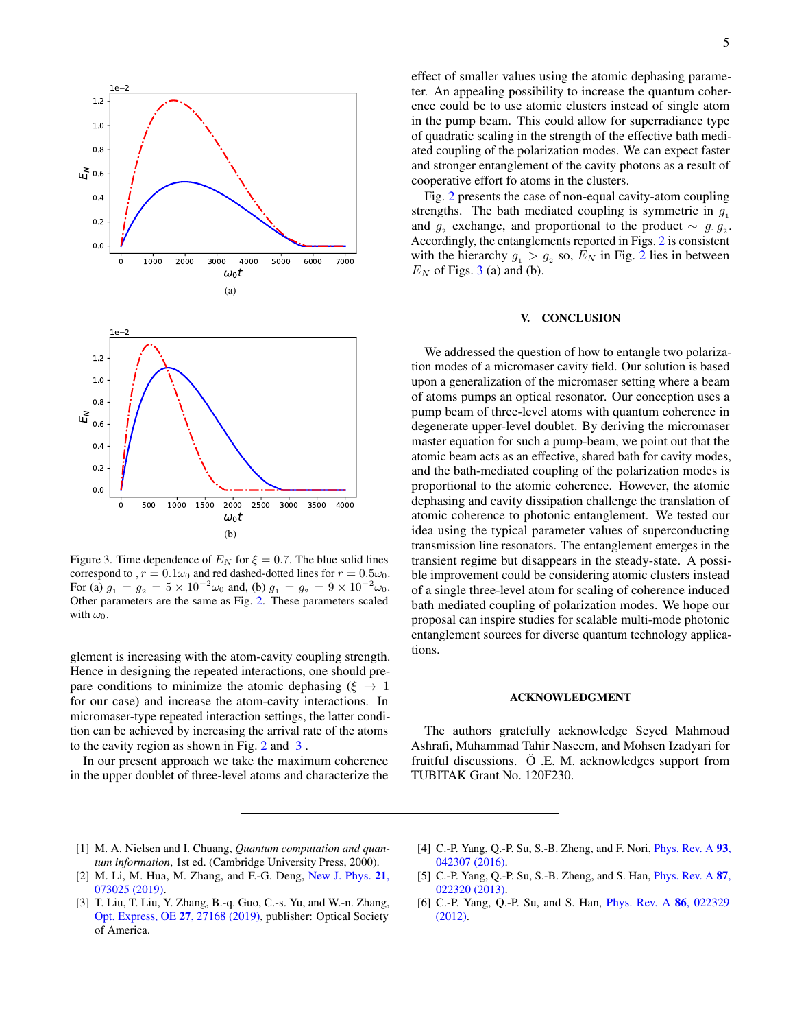1e−2

1.2

1.0

0.8

0.6

0.4

0.2

0.0

$E_N$

0 1000 2000 3000 4000 5000 6000 7000

$\omega_0 t$

(a)

1e−2

1.2

1.0

0.8

0.6

0.4

0.2

0.0

$E_N$

0 500 1000 1500 2000 2500 3000 3500 4000

$\omega_0 t$

(b)

Figure 3. Time dependence of $E_N$ for $\xi = 0.7$. The blue solid lines correspond to , $r = 0.1\omega_0$ and red dashed-dotted lines for $r = 0.5\omega_0$. For (a) $g_1 = g_2 = 5 \times 10^{-2}\omega_0$ and, (b) $g_1 = g_2 = 9 \times 10^{-2}\omega_0$. Other parameters are the same as Fig. 2. These parameters scaled with $\omega_0$.

glement is increasing with the atom-cavity coupling strength. Hence in designing the repeated interactions, one should prepare conditions to minimize the atomic dephasing ($\xi \to 1$ for our case) and increase the atom-cavity interactions. In micromaser-type repeated interaction settings, the latter condition can be achieved by increasing the arrival rate of the atoms to the cavity region as shown in Fig. 2 and 3 .

In our present approach we take the maximum coherence in the upper doublet of three-level atoms and characterize the effect of smaller values using the atomic dephasing parameter. An appealing possibility to increase the quantum coherence could be to use atomic clusters instead of single atom in the pump beam. This could allow for superradiance type of quadratic scaling in the strength of the effective bath mediated coupling of the polarization modes. We can expect faster and stronger entanglement of the cavity photons as a result of cooperative effort fo atoms in the clusters.

Fig. 2 presents the case of non-equal cavity-atom coupling strengths. The bath mediated coupling is symmetric in $g_1$ and $g_2$ exchange, and proportional to the product $\sim g_1 g_2$. Accordingly, the entanglements reported in Figs. 2 is consistent with the hierarchy $g_1 > g_2$ so, $E_N$ in Fig. 2 lies in between $E_N$ of Figs. 3 (a) and (b).

## V. CONCLUSION

We addressed the question of how to entangle two polarization modes of a micromaser cavity field. Our solution is based upon a generalization of the micromaser setting where a beam of atoms pumps an optical resonator. Our conception uses a pump beam of three-level atoms with quantum coherence in degenerate upper-level doublet. By deriving the micromaser master equation for such a pump-beam, we point out that the atomic beam acts as an effective, shared bath for cavity modes, and the bath-mediated coupling of the polarization modes is proportional to the atomic coherence. However, the atomic dephasing and cavity dissipation challenge the translation of atomic coherence to photonic entanglement. We tested our idea using the typical parameter values of superconducting transmission line resonators. The entanglement emerges in the transient regime but disappears in the steady-state. A possible improvement could be considering atomic clusters instead of a single three-level atom for scaling of coherence induced bath mediated coupling of polarization modes. We hope our proposal can inspire studies for scalable multi-mode photonic entanglement sources for diverse quantum technology applications.

## ACKNOWLEDGMENT

The authors gratefully acknowledge Seyed Mahmoud Ashrafi, Muhammad Tahir Naseem, and Mohsen Izadyari for fruitful discussions. Ö .E. M. acknowledges support from TUBITAK Grant No. 120F230.

---

[1] M. A. Nielsen and I. Chuang, *Quantum computation and quantum information*, 1st ed. (Cambridge University Press, 2000).

[2] M. Li, M. Hua, M. Zhang, and F.-G. Deng, New J. Phys. **21**, 073025 (2019).

[3] T. Liu, T. Liu, Y. Zhang, B.-q. Guo, C.-s. Yu, and W.-n. Zhang, Opt. Express, OE **27**, 27168 (2019), publisher: Optical Society of America.

[4] C.-P. Yang, Q.-P. Su, S.-B. Zheng, and F. Nori, Phys. Rev. A **93**, 042307 (2016).

[5] C.-P. Yang, Q.-P. Su, S.-B. Zheng, and S. Han, Phys. Rev. A **87**, 022320 (2013).

[6] C.-P. Yang, Q.-P. Su, and S. Han, Phys. Rev. A **86**, 022329 (2012).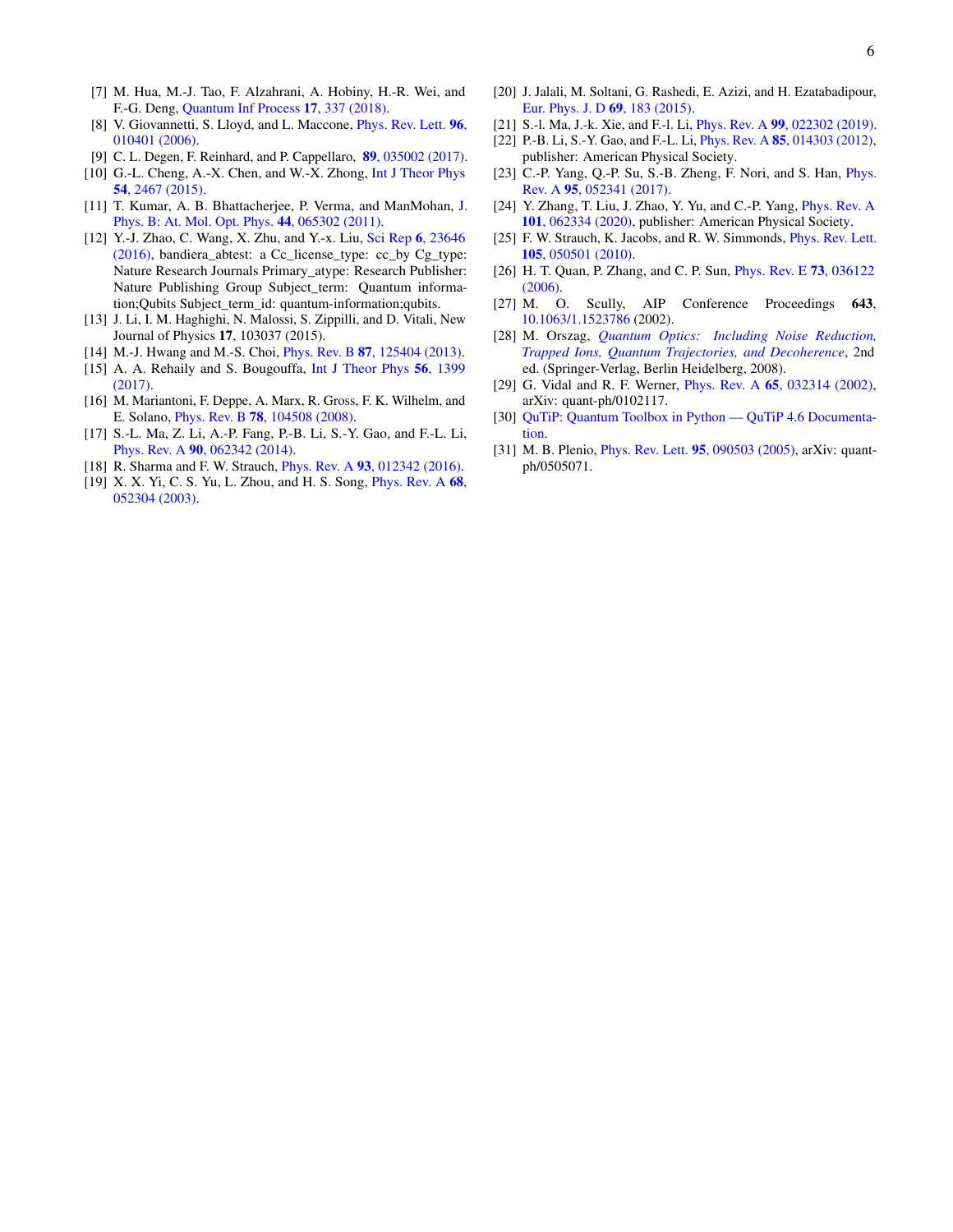[7] M. Hua, M.-J. Tao, F. Alzahrani, A. Hobiny, H.-R. Wei, and F.-G. Deng, Quantum Inf Process **17**, 337 (2018).

[8] V. Giovannetti, S. Lloyd, and L. Maccone, Phys. Rev. Lett. **96**, 010401 (2006).

[9] C. L. Degen, F. Reinhard, and P. Cappellaro, **89**, 035002 (2017).

[10] G.-L. Cheng, A.-X. Chen, and W.-X. Zhong, Int J Theor Phys **54**, 2467 (2015).

[11] T. Kumar, A. B. Bhattacherjee, P. Verma, and ManMohan, J. Phys. B: At. Mol. Opt. Phys. **44**, 065302 (2011).

[12] Y.-J. Zhao, C. Wang, X. Zhu, and Y.-x. Liu, Sci Rep **6**, 23646 (2016), bandiera_abtest: a Cc_license_type: cc_by Cg_type: Nature Research Journals Primary_atype: Research Publisher: Nature Publishing Group Subject_term: Quantum information;Qubits Subject_term_id: quantum-information;qubits.

[13] J. Li, I. M. Haghighi, N. Malossi, S. Zippilli, and D. Vitali, New Journal of Physics **17**, 103037 (2015).

[14] M.-J. Hwang and M.-S. Choi, Phys. Rev. B **87**, 125404 (2013).

[15] A. A. Rehaily and S. Bougouffa, Int J Theor Phys **56**, 1399 (2017).

[16] M. Mariantoni, F. Deppe, A. Marx, R. Gross, F. K. Wilhelm, and E. Solano, Phys. Rev. B **78**, 104508 (2008).

[17] S.-L. Ma, Z. Li, A.-P. Fang, P.-B. Li, S.-Y. Gao, and F.-L. Li, Phys. Rev. A **90**, 062342 (2014).

[18] R. Sharma and F. W. Strauch, Phys. Rev. A **93**, 012342 (2016).

[19] X. X. Yi, C. S. Yu, L. Zhou, and H. S. Song, Phys. Rev. A **68**, 052304 (2003).

[20] J. Jalali, M. Soltani, G. Rashedi, E. Azizi, and H. Ezatabadipour, Eur. Phys. J. D **69**, 183 (2015).

[21] S.-l. Ma, J.-k. Xie, and F.-l. Li, Phys. Rev. A **99**, 022302 (2019).

[22] P.-B. Li, S.-Y. Gao, and F.-L. Li, Phys. Rev. A **85**, 014303 (2012), publisher: American Physical Society.

[23] C.-P. Yang, Q.-P. Su, S.-B. Zheng, F. Nori, and S. Han, Phys. Rev. A **95**, 052341 (2017).

[24] Y. Zhang, T. Liu, J. Zhao, Y. Yu, and C.-P. Yang, Phys. Rev. A **101**, 062334 (2020), publisher: American Physical Society.

[25] F. W. Strauch, K. Jacobs, and R. W. Simmonds, Phys. Rev. Lett. **105**, 050501 (2010).

[26] H. T. Quan, P. Zhang, and C. P. Sun, Phys. Rev. E **73**, 036122 (2006).

[27] M. O. Scully, AIP Conference Proceedings **643**, 10.1063/1.1523786 (2002).

[28] M. Orszag, *Quantum Optics: Including Noise Reduction, Trapped Ions, Quantum Trajectories, and Decoherence*, 2nd ed. (Springer-Verlag, Berlin Heidelberg, 2008).

[29] G. Vidal and R. F. Werner, Phys. Rev. A **65**, 032314 (2002), arXiv: quant-ph/0102117.

[30] QuTiP: Quantum Toolbox in Python — QuTiP 4.6 Documentation.

[31] M. B. Plenio, Phys. Rev. Lett. **95**, 090503 (2005), arXiv: quant-ph/0505071.